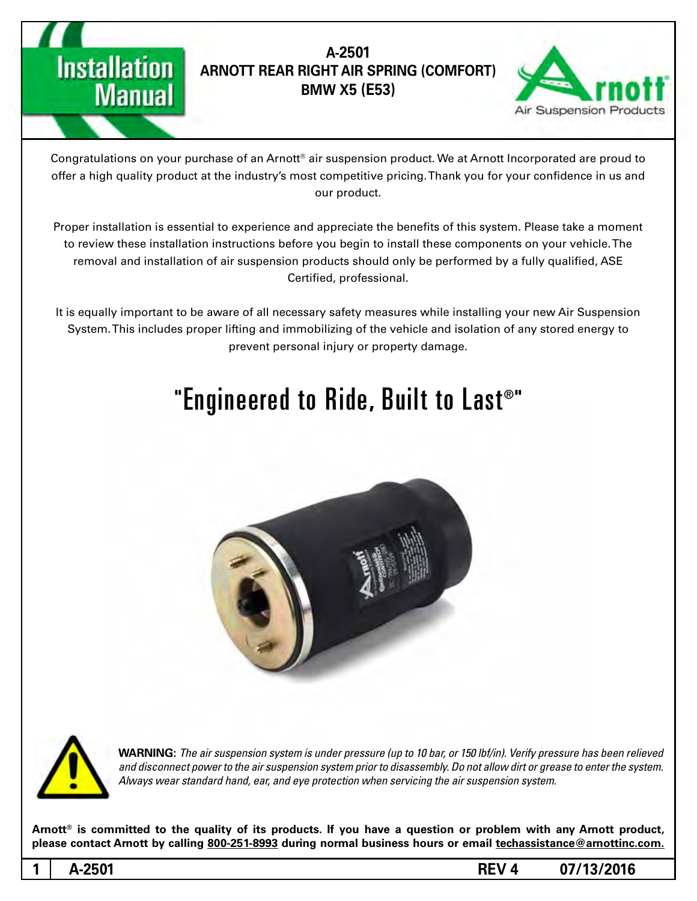# Installation Manual

## A-2501
## ARNOTT REAR RIGHT AIR SPRING (COMFORT)
## BMW X5 (E53)

Arnott® Air Suspension Products

Congratulations on your purchase of an Arnott® air suspension product. We at Arnott Incorporated are proud to offer a high quality product at the industry's most competitive pricing. Thank you for your confidence in us and our product.

Proper installation is essential to experience and appreciate the benefits of this system. Please take a moment to review these installation instructions before you begin to install these components on your vehicle. The removal and installation of air suspension products should only be performed by a fully qualified, ASE Certified, professional.

It is equally important to be aware of all necessary safety measures while installing your new Air Suspension System. This includes proper lifting and immobilizing of the vehicle and isolation of any stored energy to prevent personal injury or property damage.

## "Engineered to Ride, Built to Last®"

**WARNING:** *The air suspension system is under pressure (up to 10 bar, or 150 lbf/in). Verify pressure has been relieved and disconnect power to the air suspension system prior to disassembly. Do not allow dirt or grease to enter the system. Always wear standard hand, ear, and eye protection when servicing the air suspension system.*

**Arnott® is committed to the quality of its products. If you have a question or problem with any Arnott product, please contact Arnott by calling 800-251-8993 during normal business hours or email techassistance@arnottinc.com.**

A-2501 REV 4 07/13/2016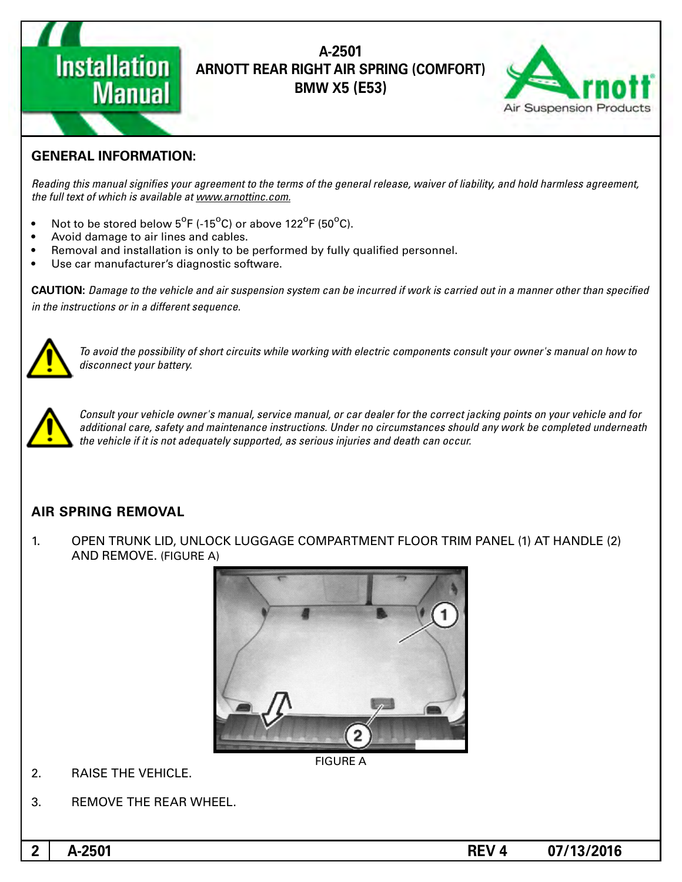# A-2501
## ARNOTT REAR RIGHT AIR SPRING (COMFORT)
## BMW X5 (E53)

## GENERAL INFORMATION:

*Reading this manual signifies your agreement to the terms of the general release, waiver of liability, and hold harmless agreement, the full text of which is available at www.arnottinc.com.*

- Not to be stored below 5°F (-15°C) or above 122°F (50°C).
- Avoid damage to air lines and cables.
- Removal and installation is only to be performed by fully qualified personnel.
- Use car manufacturer's diagnostic software.

**CAUTION:** *Damage to the vehicle and air suspension system can be incurred if work is carried out in a manner other than specified in the instructions or in a different sequence.*

*To avoid the possibility of short circuits while working with electric components consult your owner's manual on how to disconnect your battery.*

*Consult your vehicle owner's manual, service manual, or car dealer for the correct jacking points on your vehicle and for additional care, safety and maintenance instructions. Under no circumstances should any work be completed underneath the vehicle if it is not adequately supported, as serious injuries and death can occur.*

## AIR SPRING REMOVAL

1. OPEN TRUNK LID, UNLOCK LUGGAGE COMPARTMENT FLOOR TRIM PANEL (1) AT HANDLE (2) AND REMOVE. (FIGURE A)

FIGURE A

2. RAISE THE VEHICLE.

3. REMOVE THE REAR WHEEL.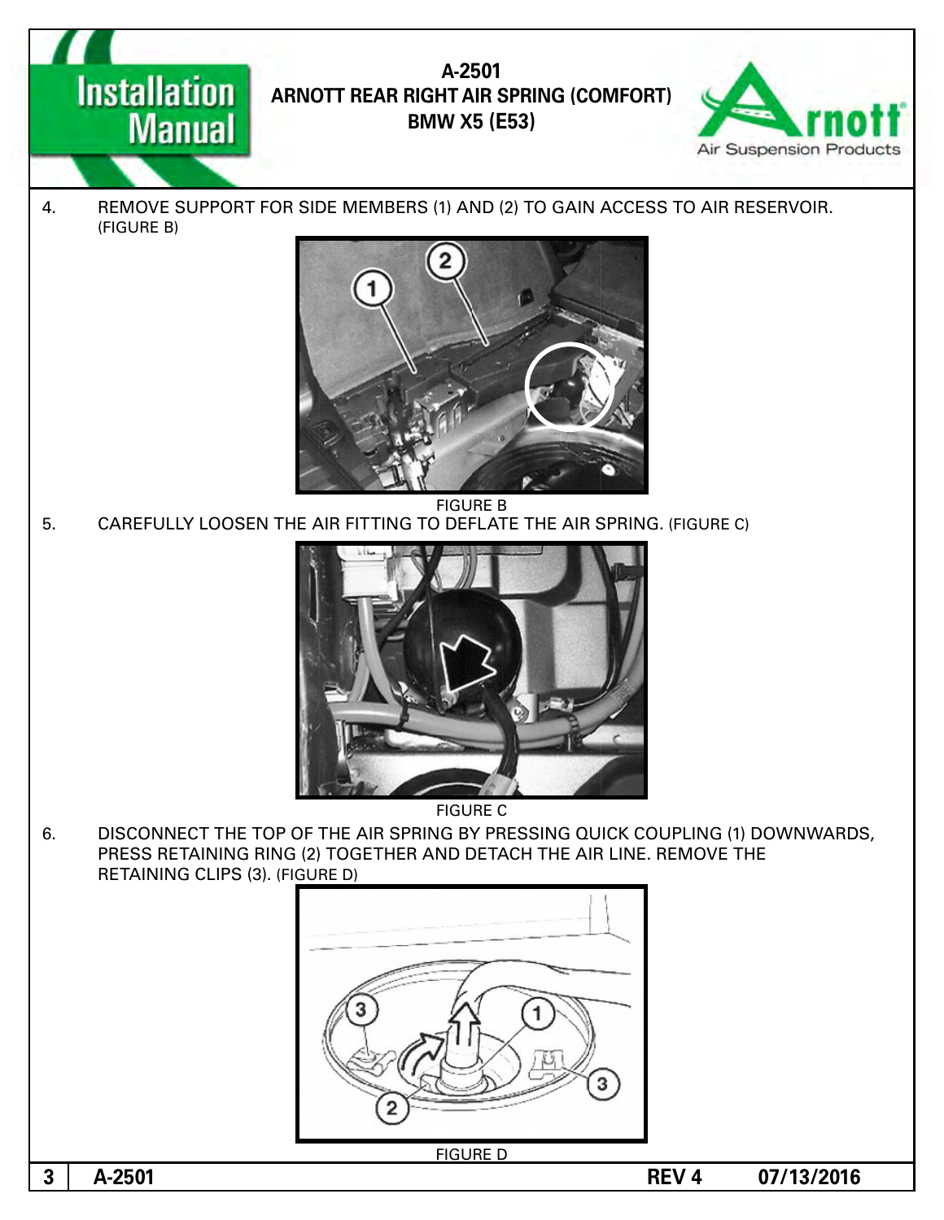4. REMOVE SUPPORT FOR SIDE MEMBERS (1) AND (2) TO GAIN ACCESS TO AIR RESERVOIR. (FIGURE B)

FIGURE B

5. CAREFULLY LOOSEN THE AIR FITTING TO DEFLATE THE AIR SPRING. (FIGURE C)

FIGURE C

6. DISCONNECT THE TOP OF THE AIR SPRING BY PRESSING QUICK COUPLING (1) DOWNWARDS, PRESS RETAINING RING (2) TOGETHER AND DETACH THE AIR LINE. REMOVE THE RETAINING CLIPS (3). (FIGURE D)

FIGURE D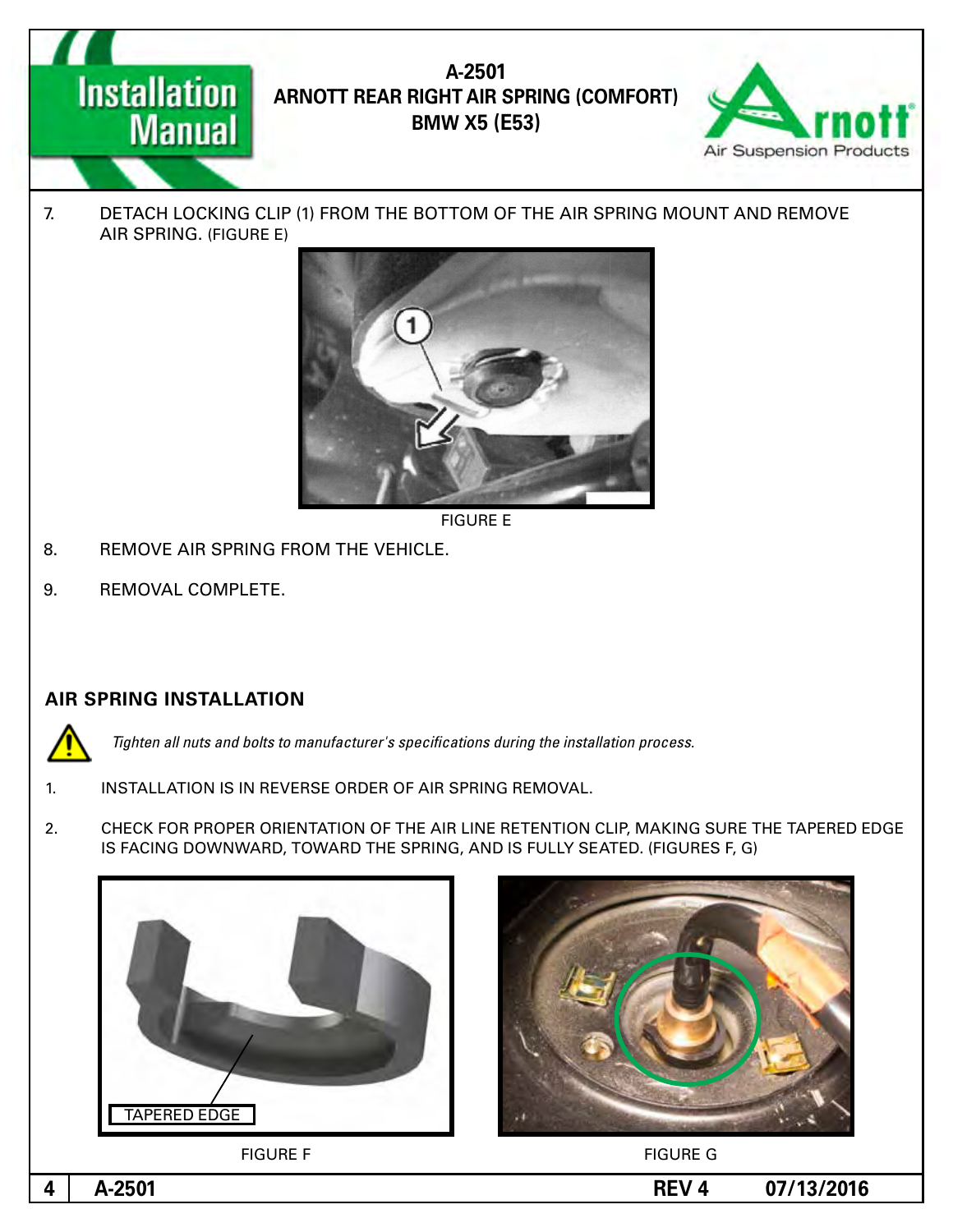7. DETACH LOCKING CLIP (1) FROM THE BOTTOM OF THE AIR SPRING MOUNT AND REMOVE AIR SPRING. (FIGURE E)

FIGURE E

8. REMOVE AIR SPRING FROM THE VEHICLE.

9. REMOVAL COMPLETE.

## AIR SPRING INSTALLATION

*Tighten all nuts and bolts to manufacturer's specifications during the installation process.*

1. INSTALLATION IS IN REVERSE ORDER OF AIR SPRING REMOVAL.

2. CHECK FOR PROPER ORIENTATION OF THE AIR LINE RETENTION CLIP, MAKING SURE THE TAPERED EDGE IS FACING DOWNWARD, TOWARD THE SPRING, AND IS FULLY SEATED. (FIGURES F, G)

TAPERED EDGE

FIGURE F

FIGURE G